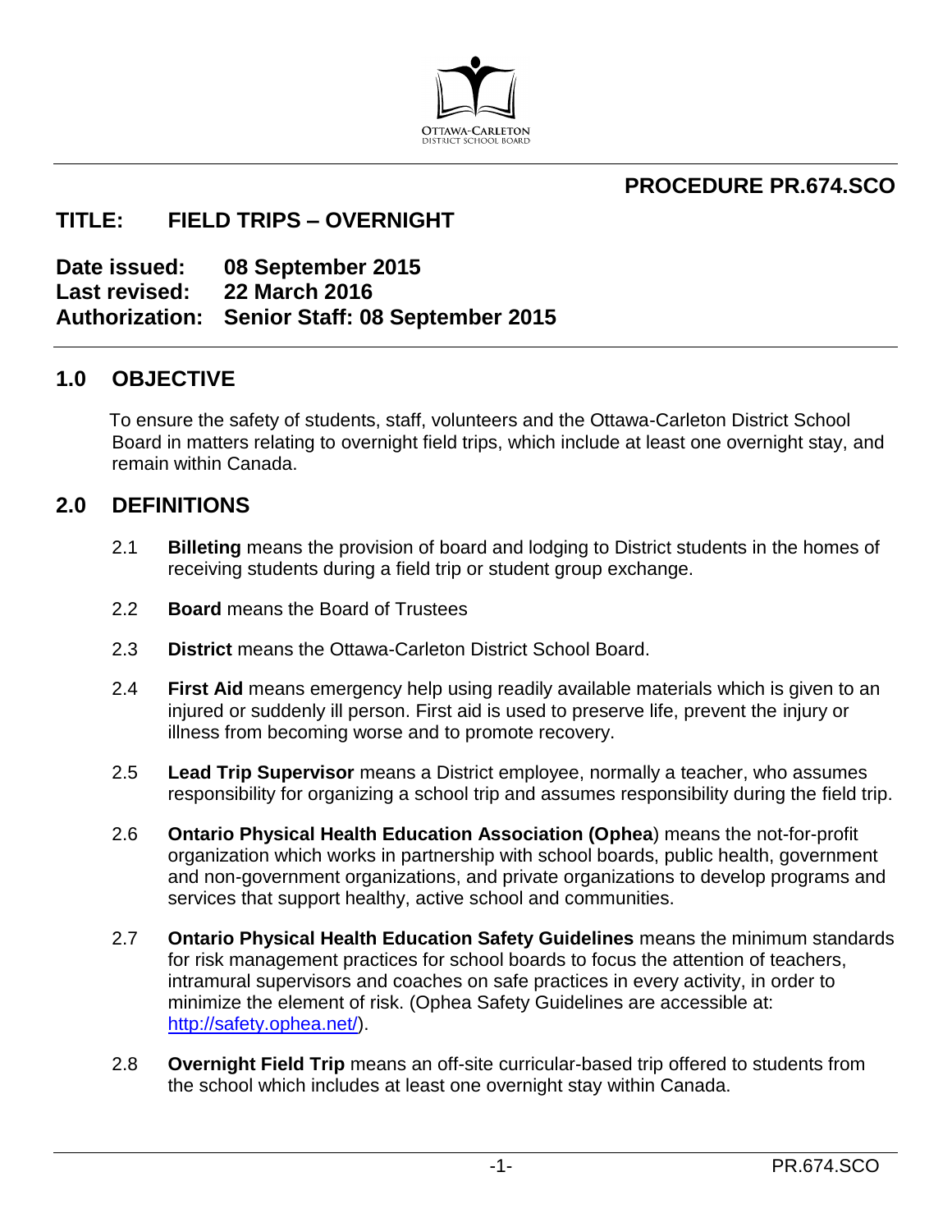OTTAWA-CARLETON DISTRICT SCHOOL BOARD

**PROCEDURE PR.674.SCO**

# TITLE: FIELD TRIPS – OVERNIGHT

**Date issued:** 08 September 2015
**Last revised:** 22 March 2016
**Authorization:** Senior Staff: 08 September 2015

## 1.0 OBJECTIVE

To ensure the safety of students, staff, volunteers and the Ottawa-Carleton District School Board in matters relating to overnight field trips, which include at least one overnight stay, and remain within Canada.

## 2.0 DEFINITIONS

2.1 **Billeting** means the provision of board and lodging to District students in the homes of receiving students during a field trip or student group exchange.

2.2 **Board** means the Board of Trustees

2.3 **District** means the Ottawa-Carleton District School Board.

2.4 **First Aid** means emergency help using readily available materials which is given to an injured or suddenly ill person. First aid is used to preserve life, prevent the injury or illness from becoming worse and to promote recovery.

2.5 **Lead Trip Supervisor** means a District employee, normally a teacher, who assumes responsibility for organizing a school trip and assumes responsibility during the field trip.

2.6 **Ontario Physical Health Education Association (Ophea**) means the not-for-profit organization which works in partnership with school boards, public health, government and non-government organizations, and private organizations to develop programs and services that support healthy, active school and communities.

2.7 **Ontario Physical Health Education Safety Guidelines** means the minimum standards for risk management practices for school boards to focus the attention of teachers, intramural supervisors and coaches on safe practices in every activity, in order to minimize the element of risk. (Ophea Safety Guidelines are accessible at: http://safety.ophea.net/).

2.8 **Overnight Field Trip** means an off-site curricular-based trip offered to students from the school which includes at least one overnight stay within Canada.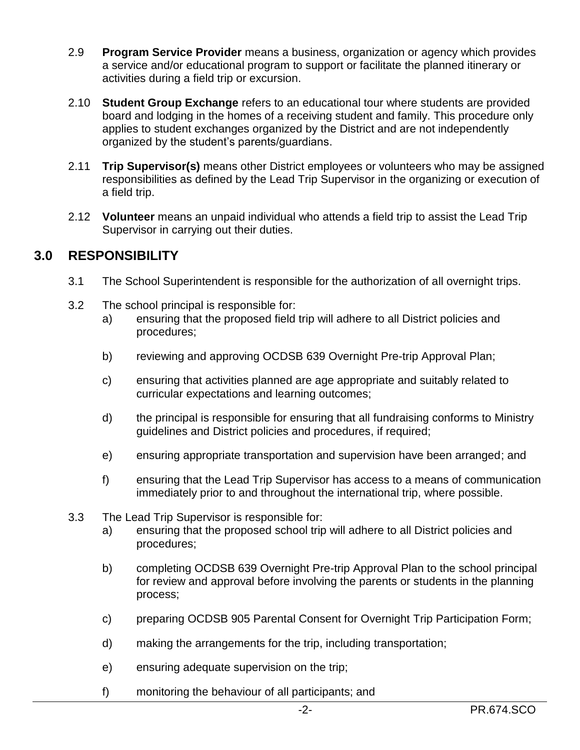2.9 **Program Service Provider** means a business, organization or agency which provides a service and/or educational program to support or facilitate the planned itinerary or activities during a field trip or excursion.

2.10 **Student Group Exchange** refers to an educational tour where students are provided board and lodging in the homes of a receiving student and family. This procedure only applies to student exchanges organized by the District and are not independently organized by the student's parents/guardians.

2.11 **Trip Supervisor(s)** means other District employees or volunteers who may be assigned responsibilities as defined by the Lead Trip Supervisor in the organizing or execution of a field trip.

2.12 **Volunteer** means an unpaid individual who attends a field trip to assist the Lead Trip Supervisor in carrying out their duties.

## 3.0 RESPONSIBILITY

3.1 The School Superintendent is responsible for the authorization of all overnight trips.

3.2 The school principal is responsible for:

a) ensuring that the proposed field trip will adhere to all District policies and procedures;

b) reviewing and approving OCDSB 639 Overnight Pre-trip Approval Plan;

c) ensuring that activities planned are age appropriate and suitably related to curricular expectations and learning outcomes;

d) the principal is responsible for ensuring that all fundraising conforms to Ministry guidelines and District policies and procedures, if required;

e) ensuring appropriate transportation and supervision have been arranged; and

f) ensuring that the Lead Trip Supervisor has access to a means of communication immediately prior to and throughout the international trip, where possible.

3.3 The Lead Trip Supervisor is responsible for:

a) ensuring that the proposed school trip will adhere to all District policies and procedures;

b) completing OCDSB 639 Overnight Pre-trip Approval Plan to the school principal for review and approval before involving the parents or students in the planning process;

c) preparing OCDSB 905 Parental Consent for Overnight Trip Participation Form;

d) making the arrangements for the trip, including transportation;

e) ensuring adequate supervision on the trip;

f) monitoring the behaviour of all participants; and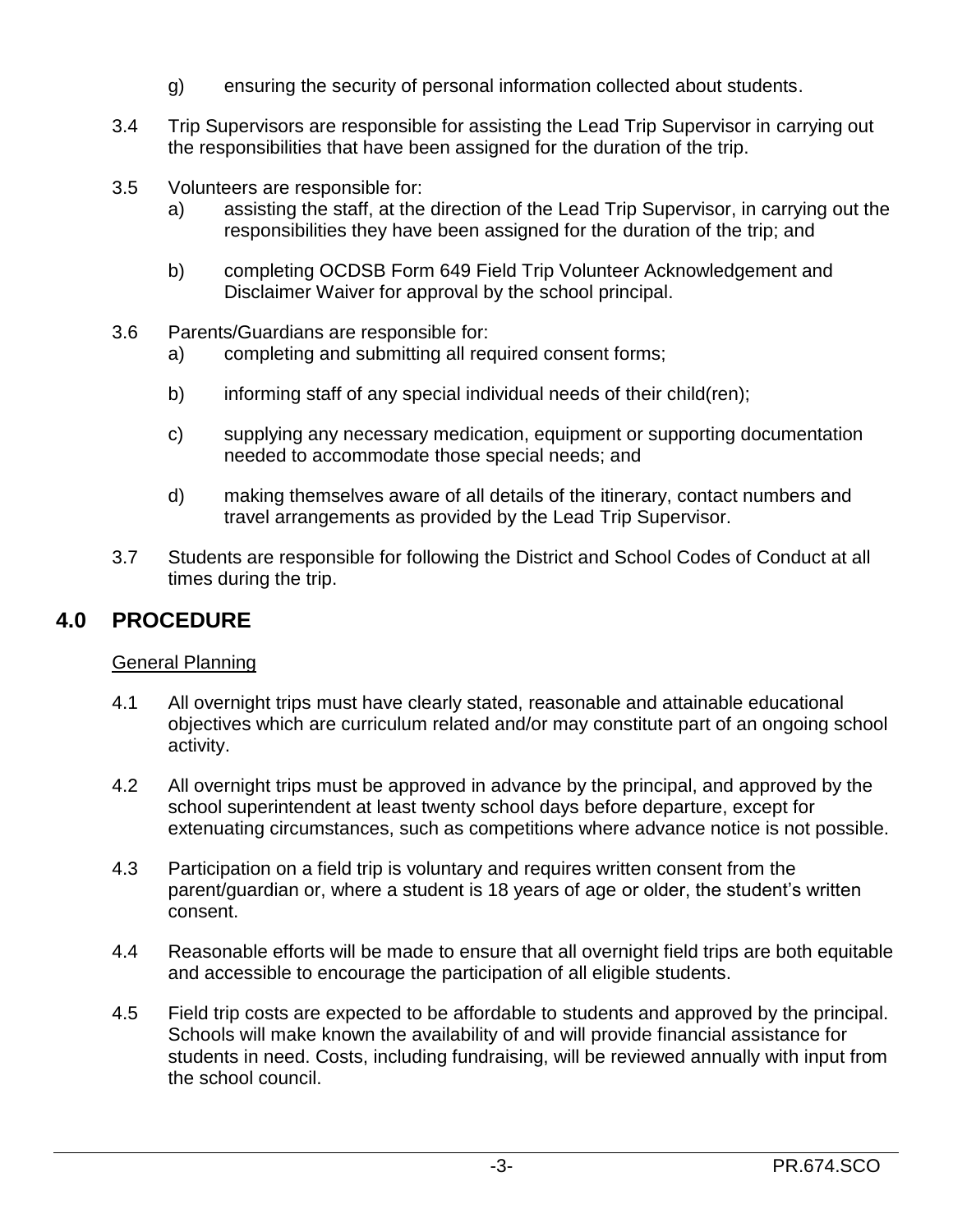g) ensuring the security of personal information collected about students.

3.4 Trip Supervisors are responsible for assisting the Lead Trip Supervisor in carrying out the responsibilities that have been assigned for the duration of the trip.

3.5 Volunteers are responsible for:

a) assisting the staff, at the direction of the Lead Trip Supervisor, in carrying out the responsibilities they have been assigned for the duration of the trip; and

b) completing OCDSB Form 649 Field Trip Volunteer Acknowledgement and Disclaimer Waiver for approval by the school principal.

3.6 Parents/Guardians are responsible for:

a) completing and submitting all required consent forms;

b) informing staff of any special individual needs of their child(ren);

c) supplying any necessary medication, equipment or supporting documentation needed to accommodate those special needs; and

d) making themselves aware of all details of the itinerary, contact numbers and travel arrangements as provided by the Lead Trip Supervisor.

3.7 Students are responsible for following the District and School Codes of Conduct at all times during the trip.

## 4.0 PROCEDURE

General Planning

4.1 All overnight trips must have clearly stated, reasonable and attainable educational objectives which are curriculum related and/or may constitute part of an ongoing school activity.

4.2 All overnight trips must be approved in advance by the principal, and approved by the school superintendent at least twenty school days before departure, except for extenuating circumstances, such as competitions where advance notice is not possible.

4.3 Participation on a field trip is voluntary and requires written consent from the parent/guardian or, where a student is 18 years of age or older, the student's written consent.

4.4 Reasonable efforts will be made to ensure that all overnight field trips are both equitable and accessible to encourage the participation of all eligible students.

4.5 Field trip costs are expected to be affordable to students and approved by the principal. Schools will make known the availability of and will provide financial assistance for students in need. Costs, including fundraising, will be reviewed annually with input from the school council.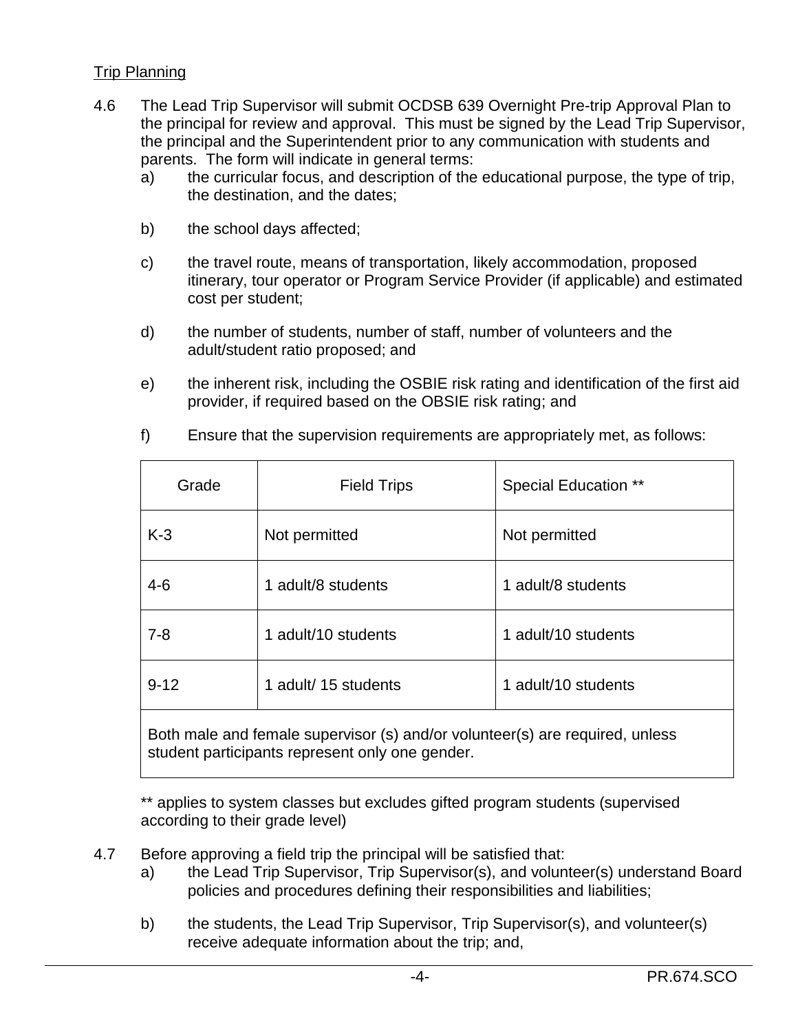Trip Planning

4.6 The Lead Trip Supervisor will submit OCDSB 639 Overnight Pre-trip Approval Plan to the principal for review and approval. This must be signed by the Lead Trip Supervisor, the principal and the Superintendent prior to any communication with students and parents. The form will indicate in general terms:

a) the curricular focus, and description of the educational purpose, the type of trip, the destination, and the dates;

b) the school days affected;

c) the travel route, means of transportation, likely accommodation, proposed itinerary, tour operator or Program Service Provider (if applicable) and estimated cost per student;

d) the number of students, number of staff, number of volunteers and the adult/student ratio proposed; and

e) the inherent risk, including the OSBIE risk rating and identification of the first aid provider, if required based on the OBSIE risk rating; and

f) Ensure that the supervision requirements are appropriately met, as follows:

| Grade | Field Trips | Special Education ** |
|---|---|---|
| K-3 | Not permitted | Not permitted |
| 4-6 | 1 adult/8 students | 1 adult/8 students |
| 7-8 | 1 adult/10 students | 1 adult/10 students |
| 9-12 | 1 adult/ 15 students | 1 adult/10 students |
| Both male and female supervisor (s) and/or volunteer(s) are required, unless student participants represent only one gender. | | |

** applies to system classes but excludes gifted program students (supervised according to their grade level)

4.7 Before approving a field trip the principal will be satisfied that:

a) the Lead Trip Supervisor, Trip Supervisor(s), and volunteer(s) understand Board policies and procedures defining their responsibilities and liabilities;

b) the students, the Lead Trip Supervisor, Trip Supervisor(s), and volunteer(s) receive adequate information about the trip; and,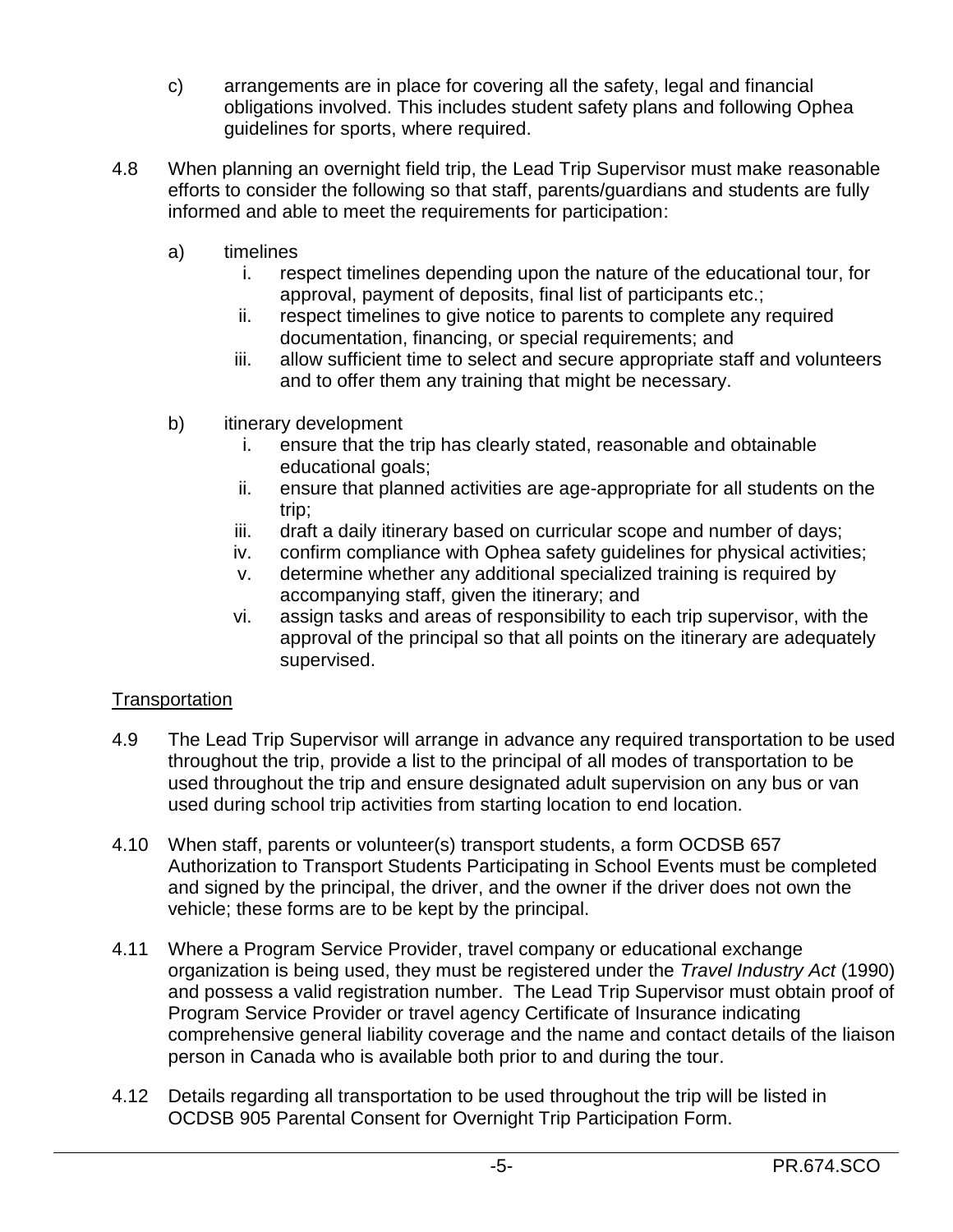c) arrangements are in place for covering all the safety, legal and financial obligations involved. This includes student safety plans and following Ophea guidelines for sports, where required.

4.8 When planning an overnight field trip, the Lead Trip Supervisor must make reasonable efforts to consider the following so that staff, parents/guardians and students are fully informed and able to meet the requirements for participation:

a) timelines
   i. respect timelines depending upon the nature of the educational tour, for approval, payment of deposits, final list of participants etc.;
   ii. respect timelines to give notice to parents to complete any required documentation, financing, or special requirements; and
   iii. allow sufficient time to select and secure appropriate staff and volunteers and to offer them any training that might be necessary.

b) itinerary development
   i. ensure that the trip has clearly stated, reasonable and obtainable educational goals;
   ii. ensure that planned activities are age-appropriate for all students on the trip;
   iii. draft a daily itinerary based on curricular scope and number of days;
   iv. confirm compliance with Ophea safety guidelines for physical activities;
   v. determine whether any additional specialized training is required by accompanying staff, given the itinerary; and
   vi. assign tasks and areas of responsibility to each trip supervisor, with the approval of the principal so that all points on the itinerary are adequately supervised.

Transportation

4.9 The Lead Trip Supervisor will arrange in advance any required transportation to be used throughout the trip, provide a list to the principal of all modes of transportation to be used throughout the trip and ensure designated adult supervision on any bus or van used during school trip activities from starting location to end location.

4.10 When staff, parents or volunteer(s) transport students, a form OCDSB 657 Authorization to Transport Students Participating in School Events must be completed and signed by the principal, the driver, and the owner if the driver does not own the vehicle; these forms are to be kept by the principal.

4.11 Where a Program Service Provider, travel company or educational exchange organization is being used, they must be registered under the *Travel Industry Act* (1990) and possess a valid registration number. The Lead Trip Supervisor must obtain proof of Program Service Provider or travel agency Certificate of Insurance indicating comprehensive general liability coverage and the name and contact details of the liaison person in Canada who is available both prior to and during the tour.

4.12 Details regarding all transportation to be used throughout the trip will be listed in OCDSB 905 Parental Consent for Overnight Trip Participation Form.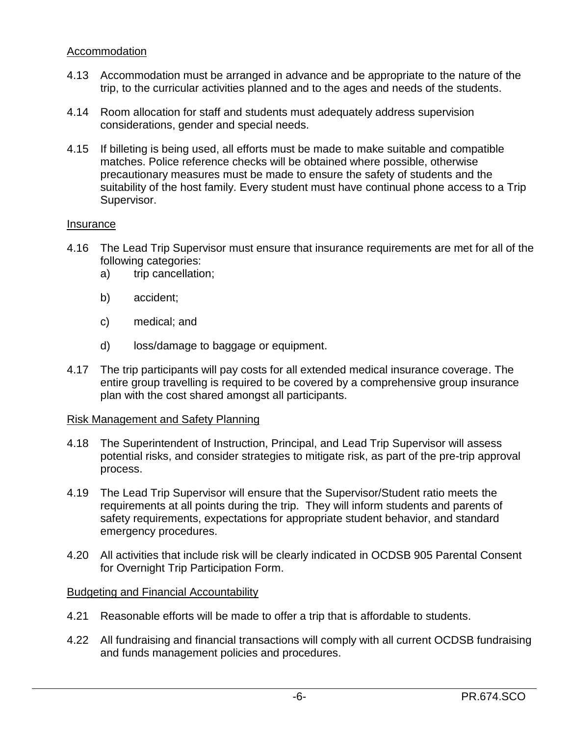Accommodation

4.13 Accommodation must be arranged in advance and be appropriate to the nature of the trip, to the curricular activities planned and to the ages and needs of the students.

4.14 Room allocation for staff and students must adequately address supervision considerations, gender and special needs.

4.15 If billeting is being used, all efforts must be made to make suitable and compatible matches. Police reference checks will be obtained where possible, otherwise precautionary measures must be made to ensure the safety of students and the suitability of the host family. Every student must have continual phone access to a Trip Supervisor.

Insurance

4.16 The Lead Trip Supervisor must ensure that insurance requirements are met for all of the following categories:

   a) trip cancellation;

   b) accident;

   c) medical; and

   d) loss/damage to baggage or equipment.

4.17 The trip participants will pay costs for all extended medical insurance coverage. The entire group travelling is required to be covered by a comprehensive group insurance plan with the cost shared amongst all participants.

Risk Management and Safety Planning

4.18 The Superintendent of Instruction, Principal, and Lead Trip Supervisor will assess potential risks, and consider strategies to mitigate risk, as part of the pre-trip approval process.

4.19 The Lead Trip Supervisor will ensure that the Supervisor/Student ratio meets the requirements at all points during the trip. They will inform students and parents of safety requirements, expectations for appropriate student behavior, and standard emergency procedures.

4.20 All activities that include risk will be clearly indicated in OCDSB 905 Parental Consent for Overnight Trip Participation Form.

Budgeting and Financial Accountability

4.21 Reasonable efforts will be made to offer a trip that is affordable to students.

4.22 All fundraising and financial transactions will comply with all current OCDSB fundraising and funds management policies and procedures.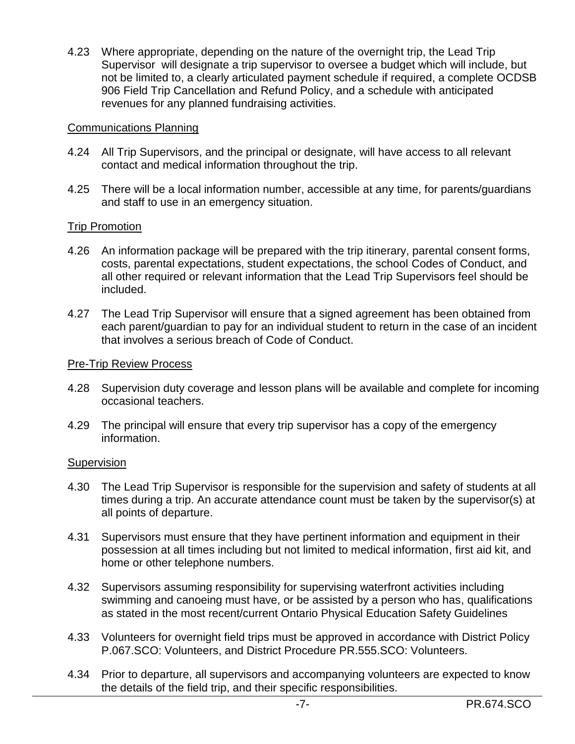4.23 Where appropriate, depending on the nature of the overnight trip, the Lead Trip Supervisor will designate a trip supervisor to oversee a budget which will include, but not be limited to, a clearly articulated payment schedule if required, a complete OCDSB 906 Field Trip Cancellation and Refund Policy, and a schedule with anticipated revenues for any planned fundraising activities.

Communications Planning

4.24 All Trip Supervisors, and the principal or designate, will have access to all relevant contact and medical information throughout the trip.

4.25 There will be a local information number, accessible at any time, for parents/guardians and staff to use in an emergency situation.

Trip Promotion

4.26 An information package will be prepared with the trip itinerary, parental consent forms, costs, parental expectations, student expectations, the school Codes of Conduct, and all other required or relevant information that the Lead Trip Supervisors feel should be included.

4.27 The Lead Trip Supervisor will ensure that a signed agreement has been obtained from each parent/guardian to pay for an individual student to return in the case of an incident that involves a serious breach of Code of Conduct.

Pre-Trip Review Process

4.28 Supervision duty coverage and lesson plans will be available and complete for incoming occasional teachers.

4.29 The principal will ensure that every trip supervisor has a copy of the emergency information.

Supervision

4.30 The Lead Trip Supervisor is responsible for the supervision and safety of students at all times during a trip. An accurate attendance count must be taken by the supervisor(s) at all points of departure.

4.31 Supervisors must ensure that they have pertinent information and equipment in their possession at all times including but not limited to medical information, first aid kit, and home or other telephone numbers.

4.32 Supervisors assuming responsibility for supervising waterfront activities including swimming and canoeing must have, or be assisted by a person who has, qualifications as stated in the most recent/current Ontario Physical Education Safety Guidelines

4.33 Volunteers for overnight field trips must be approved in accordance with District Policy P.067.SCO: Volunteers, and District Procedure PR.555.SCO: Volunteers.

4.34 Prior to departure, all supervisors and accompanying volunteers are expected to know the details of the field trip, and their specific responsibilities.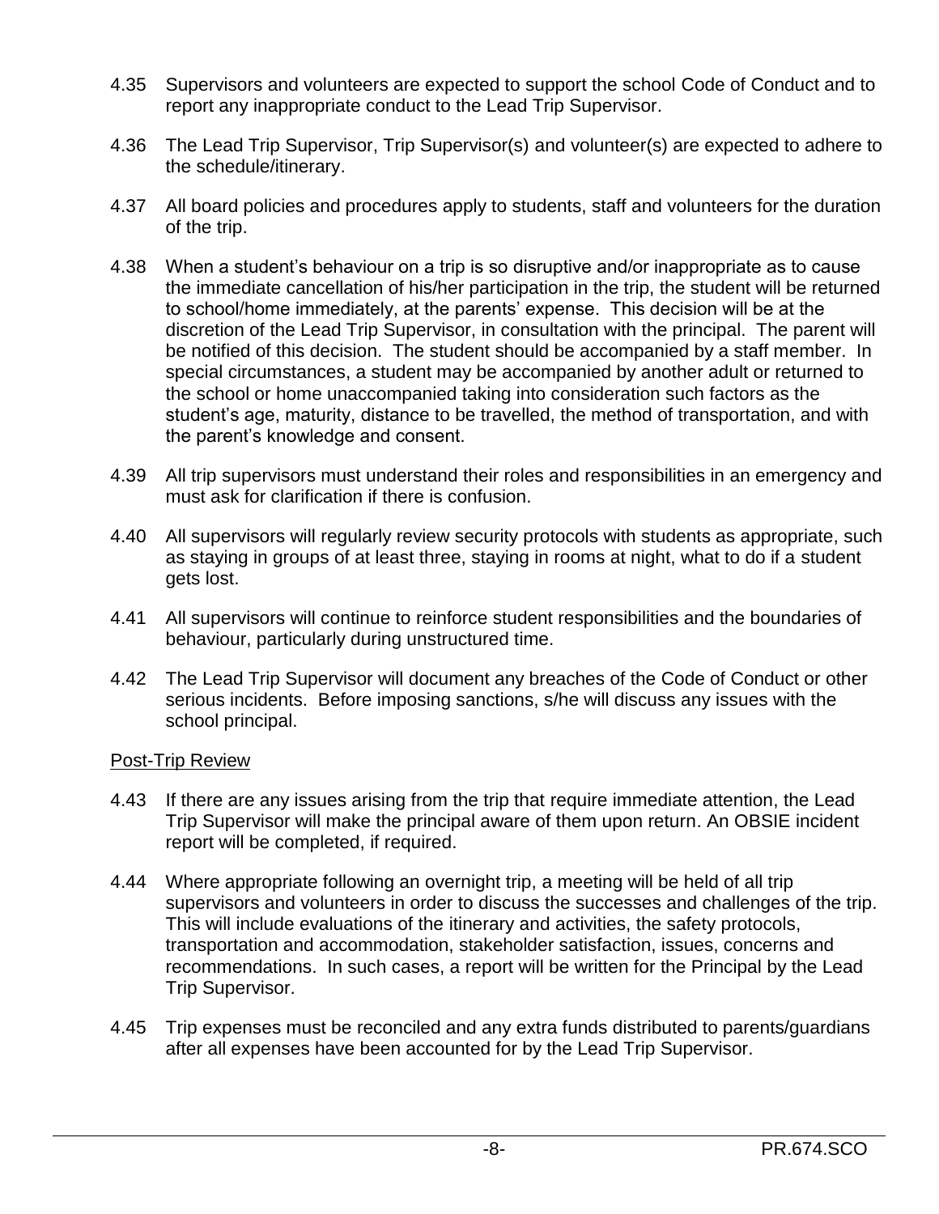4.35 Supervisors and volunteers are expected to support the school Code of Conduct and to report any inappropriate conduct to the Lead Trip Supervisor.

4.36 The Lead Trip Supervisor, Trip Supervisor(s) and volunteer(s) are expected to adhere to the schedule/itinerary.

4.37 All board policies and procedures apply to students, staff and volunteers for the duration of the trip.

4.38 When a student's behaviour on a trip is so disruptive and/or inappropriate as to cause the immediate cancellation of his/her participation in the trip, the student will be returned to school/home immediately, at the parents' expense. This decision will be at the discretion of the Lead Trip Supervisor, in consultation with the principal. The parent will be notified of this decision. The student should be accompanied by a staff member. In special circumstances, a student may be accompanied by another adult or returned to the school or home unaccompanied taking into consideration such factors as the student's age, maturity, distance to be travelled, the method of transportation, and with the parent's knowledge and consent.

4.39 All trip supervisors must understand their roles and responsibilities in an emergency and must ask for clarification if there is confusion.

4.40 All supervisors will regularly review security protocols with students as appropriate, such as staying in groups of at least three, staying in rooms at night, what to do if a student gets lost.

4.41 All supervisors will continue to reinforce student responsibilities and the boundaries of behaviour, particularly during unstructured time.

4.42 The Lead Trip Supervisor will document any breaches of the Code of Conduct or other serious incidents. Before imposing sanctions, s/he will discuss any issues with the school principal.

Post-Trip Review

4.43 If there are any issues arising from the trip that require immediate attention, the Lead Trip Supervisor will make the principal aware of them upon return. An OBSIE incident report will be completed, if required.

4.44 Where appropriate following an overnight trip, a meeting will be held of all trip supervisors and volunteers in order to discuss the successes and challenges of the trip. This will include evaluations of the itinerary and activities, the safety protocols, transportation and accommodation, stakeholder satisfaction, issues, concerns and recommendations. In such cases, a report will be written for the Principal by the Lead Trip Supervisor.

4.45 Trip expenses must be reconciled and any extra funds distributed to parents/guardians after all expenses have been accounted for by the Lead Trip Supervisor.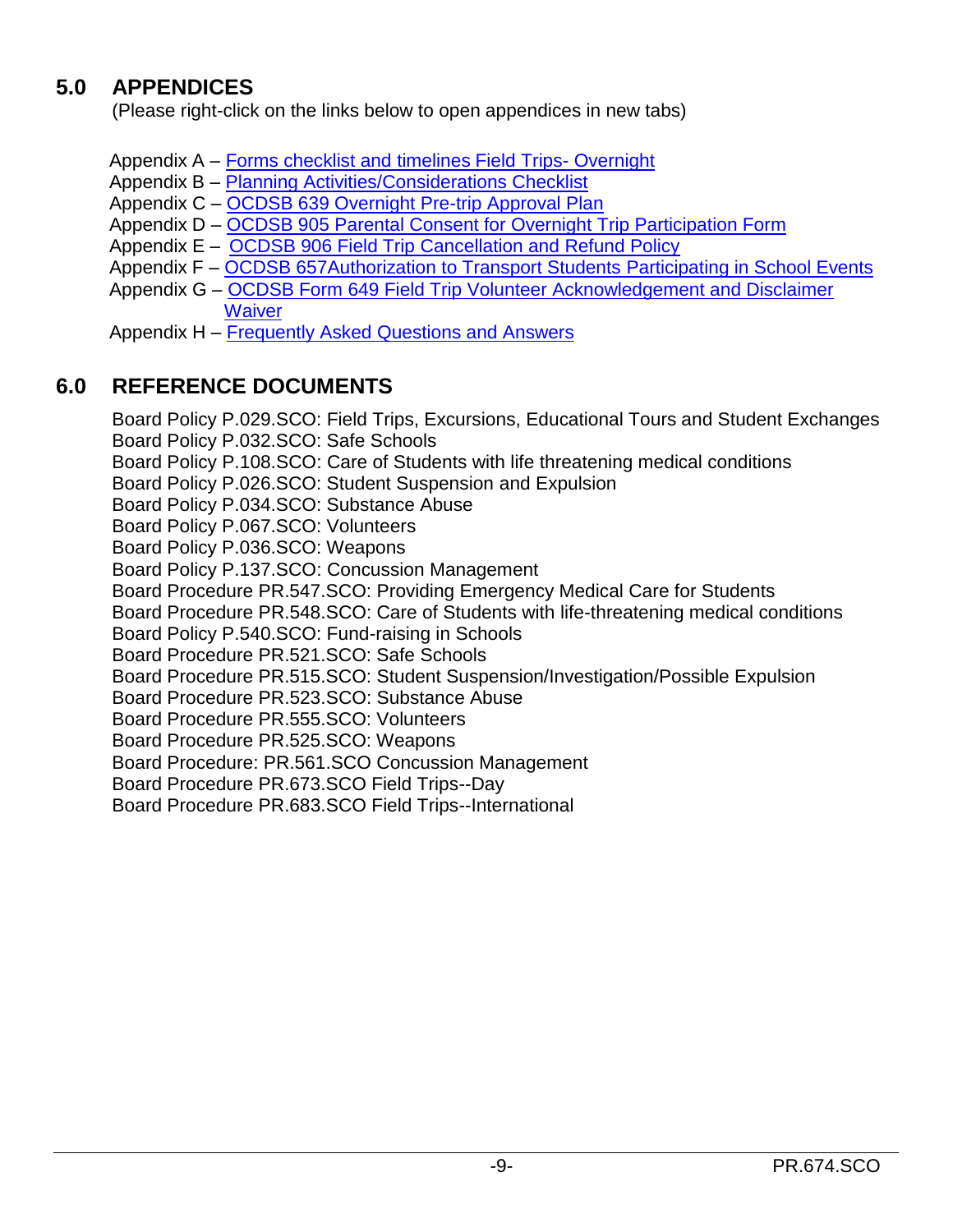## 5.0 APPENDICES

(Please right-click on the links below to open appendices in new tabs)

Appendix A – Forms checklist and timelines Field Trips- Overnight
Appendix B – Planning Activities/Considerations Checklist
Appendix C – OCDSB 639 Overnight Pre-trip Approval Plan
Appendix D – OCDSB 905 Parental Consent for Overnight Trip Participation Form
Appendix E – OCDSB 906 Field Trip Cancellation and Refund Policy
Appendix F – OCDSB 657Authorization to Transport Students Participating in School Events
Appendix G – OCDSB Form 649 Field Trip Volunteer Acknowledgement and Disclaimer Waiver
Appendix H – Frequently Asked Questions and Answers

## 6.0 REFERENCE DOCUMENTS

Board Policy P.029.SCO: Field Trips, Excursions, Educational Tours and Student Exchanges
Board Policy P.032.SCO: Safe Schools
Board Policy P.108.SCO: Care of Students with life threatening medical conditions
Board Policy P.026.SCO: Student Suspension and Expulsion
Board Policy P.034.SCO: Substance Abuse
Board Policy P.067.SCO: Volunteers
Board Policy P.036.SCO: Weapons
Board Policy P.137.SCO: Concussion Management
Board Procedure PR.547.SCO: Providing Emergency Medical Care for Students
Board Procedure PR.548.SCO: Care of Students with life-threatening medical conditions
Board Policy P.540.SCO: Fund-raising in Schools
Board Procedure PR.521.SCO: Safe Schools
Board Procedure PR.515.SCO: Student Suspension/Investigation/Possible Expulsion
Board Procedure PR.523.SCO: Substance Abuse
Board Procedure PR.555.SCO: Volunteers
Board Procedure PR.525.SCO: Weapons
Board Procedure: PR.561.SCO Concussion Management
Board Procedure PR.673.SCO Field Trips--Day
Board Procedure PR.683.SCO Field Trips--International